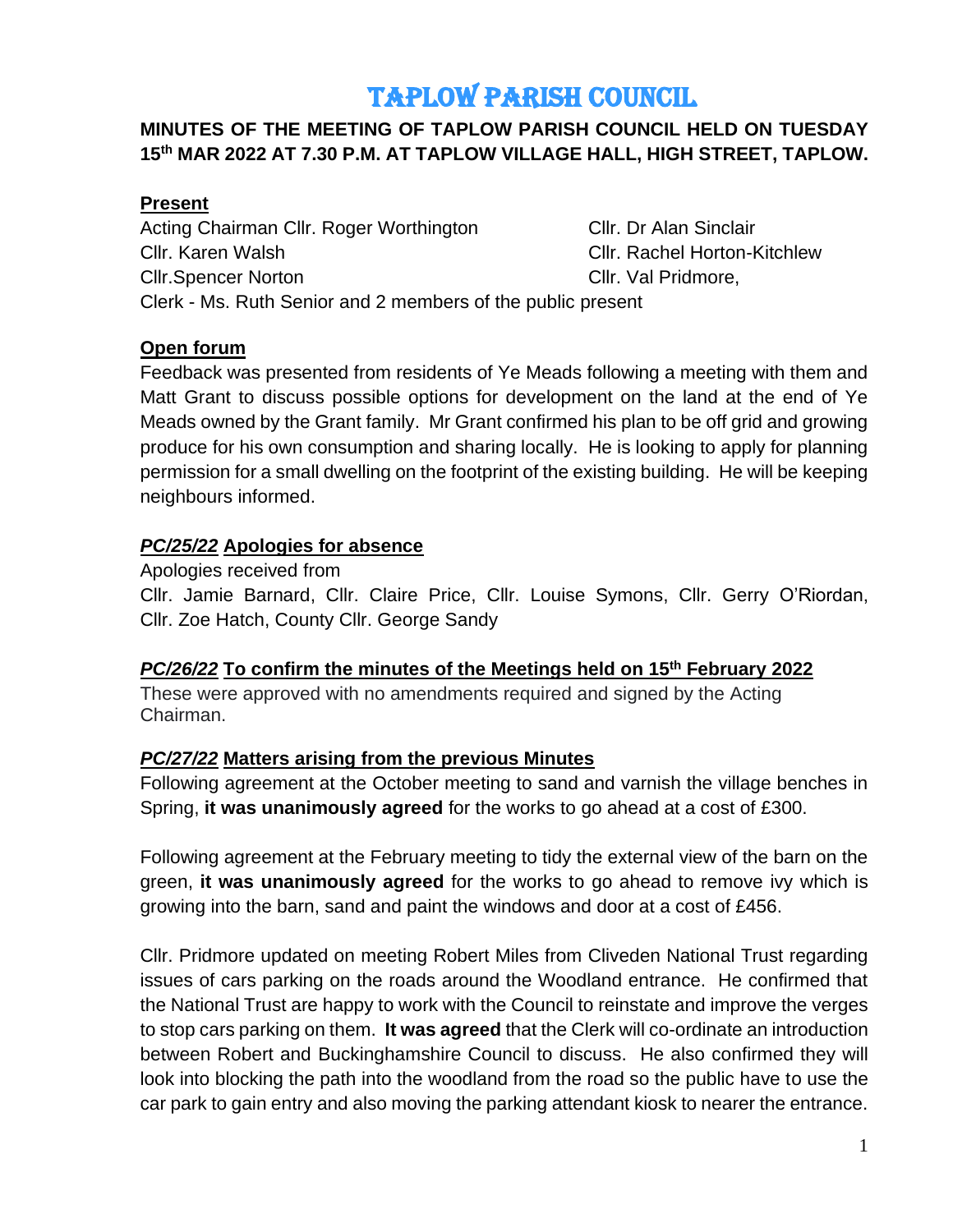# TAPLOW PARISH COUNCIL

**MINUTES OF THE MEETING OF TAPLOW PARISH COUNCIL HELD ON TUESDAY 15th MAR 2022 AT 7.30 P.M. AT TAPLOW VILLAGE HALL, HIGH STREET, TAPLOW.**

## Present

Acting Chairman Cllr. Roger Worthington
Cllr. Karen Walsh
Cllr.Spencer Norton
Cllr. Dr Alan Sinclair
Cllr. Rachel Horton-Kitchlew
Cllr. Val Pridmore,
Clerk - Ms. Ruth Senior and 2 members of the public present

## Open forum

Feedback was presented from residents of Ye Meads following a meeting with them and Matt Grant to discuss possible options for development on the land at the end of Ye Meads owned by the Grant family. Mr Grant confirmed his plan to be off grid and growing produce for his own consumption and sharing locally. He is looking to apply for planning permission for a small dwelling on the footprint of the existing building. He will be keeping neighbours informed.

## *PC/25/22* Apologies for absence

Apologies received from

Cllr. Jamie Barnard, Cllr. Claire Price, Cllr. Louise Symons, Cllr. Gerry O'Riordan, Cllr. Zoe Hatch, County Cllr. George Sandy

## *PC/26/22* To confirm the minutes of the Meetings held on 15th February 2022

These were approved with no amendments required and signed by the Acting Chairman.

## *PC/27/22* Matters arising from the previous Minutes

Following agreement at the October meeting to sand and varnish the village benches in Spring, **it was unanimously agreed** for the works to go ahead at a cost of £300.

Following agreement at the February meeting to tidy the external view of the barn on the green, **it was unanimously agreed** for the works to go ahead to remove ivy which is growing into the barn, sand and paint the windows and door at a cost of £456.

Cllr. Pridmore updated on meeting Robert Miles from Cliveden National Trust regarding issues of cars parking on the roads around the Woodland entrance. He confirmed that the National Trust are happy to work with the Council to reinstate and improve the verges to stop cars parking on them. **It was agreed** that the Clerk will co-ordinate an introduction between Robert and Buckinghamshire Council to discuss. He also confirmed they will look into blocking the path into the woodland from the road so the public have to use the car park to gain entry and also moving the parking attendant kiosk to nearer the entrance.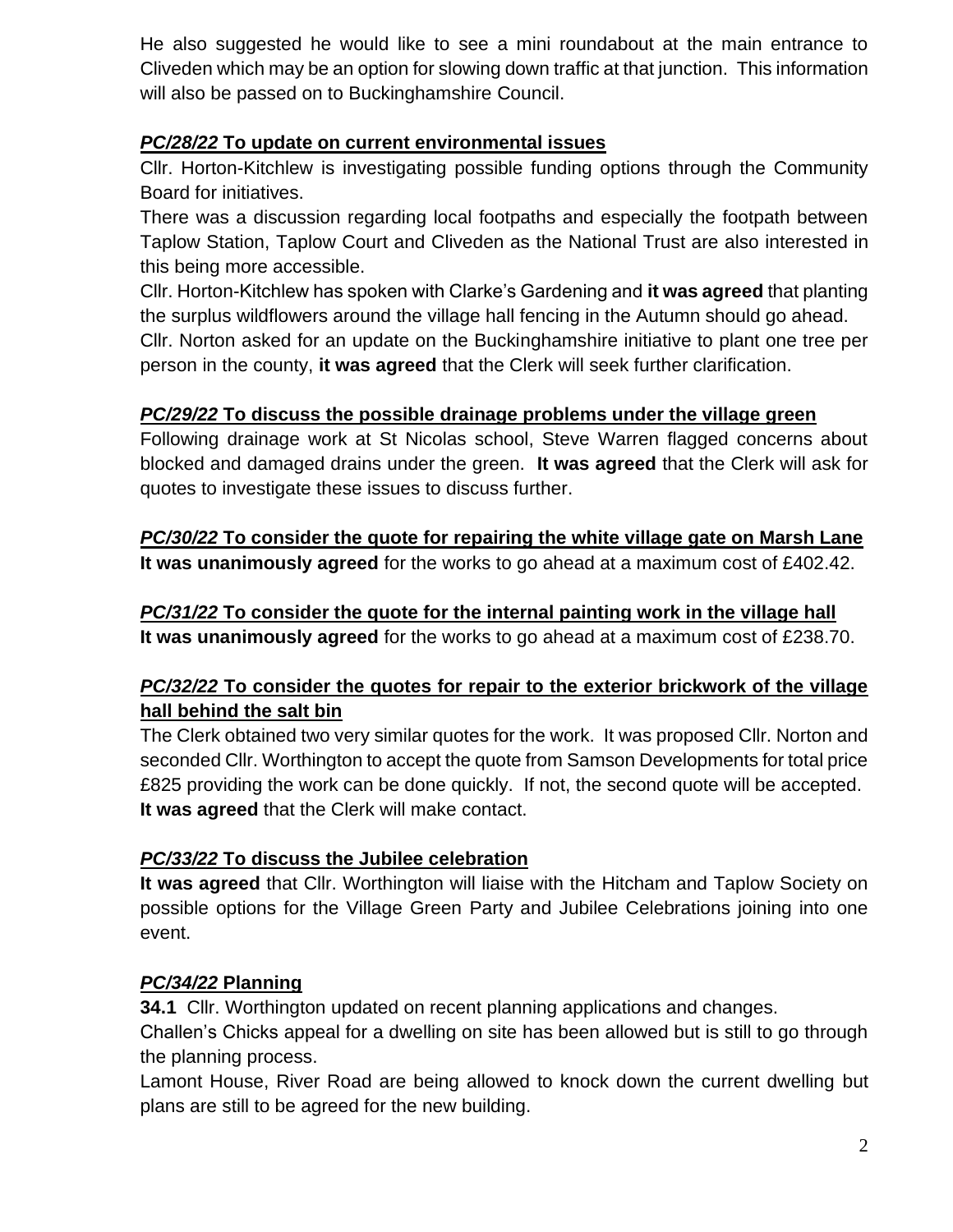He also suggested he would like to see a mini roundabout at the main entrance to Cliveden which may be an option for slowing down traffic at that junction. This information will also be passed on to Buckinghamshire Council.

### ***PC/28/22*** **To update on current environmental issues**

Cllr. Horton-Kitchlew is investigating possible funding options through the Community Board for initiatives.

There was a discussion regarding local footpaths and especially the footpath between Taplow Station, Taplow Court and Cliveden as the National Trust are also interested in this being more accessible.

Cllr. Horton-Kitchlew has spoken with Clarke's Gardening and **it was agreed** that planting the surplus wildflowers around the village hall fencing in the Autumn should go ahead.

Cllr. Norton asked for an update on the Buckinghamshire initiative to plant one tree per person in the county, **it was agreed** that the Clerk will seek further clarification.

### ***PC/29/22*** **To discuss the possible drainage problems under the village green**

Following drainage work at St Nicolas school, Steve Warren flagged concerns about blocked and damaged drains under the green. **It was agreed** that the Clerk will ask for quotes to investigate these issues to discuss further.

### ***PC/30/22*** **To consider the quote for repairing the white village gate on Marsh Lane**

**It was unanimously agreed** for the works to go ahead at a maximum cost of £402.42.

### ***PC/31/22*** **To consider the quote for the internal painting work in the village hall**

**It was unanimously agreed** for the works to go ahead at a maximum cost of £238.70.

### ***PC/32/22*** **To consider the quotes for repair to the exterior brickwork of the village hall behind the salt bin**

The Clerk obtained two very similar quotes for the work. It was proposed Cllr. Norton and seconded Cllr. Worthington to accept the quote from Samson Developments for total price £825 providing the work can be done quickly. If not, the second quote will be accepted.

**It was agreed** that the Clerk will make contact.

### ***PC/33/22*** **To discuss the Jubilee celebration**

**It was agreed** that Cllr. Worthington will liaise with the Hitcham and Taplow Society on possible options for the Village Green Party and Jubilee Celebrations joining into one event.

### ***PC/34/22*** **Planning**

**34.1** Cllr. Worthington updated on recent planning applications and changes.

Challen's Chicks appeal for a dwelling on site has been allowed but is still to go through the planning process.

Lamont House, River Road are being allowed to knock down the current dwelling but plans are still to be agreed for the new building.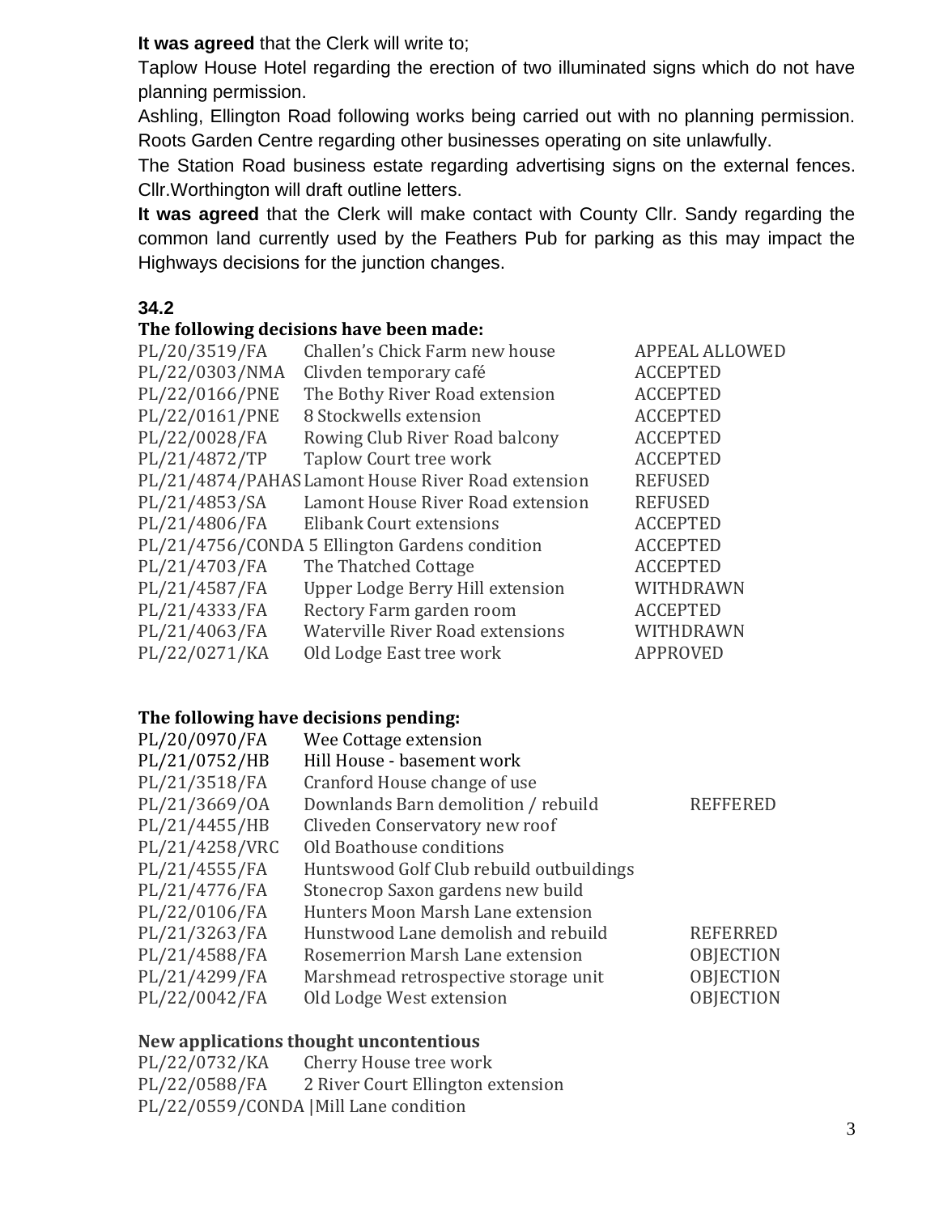**It was agreed** that the Clerk will write to;

Taplow House Hotel regarding the erection of two illuminated signs which do not have planning permission.

Ashling, Ellington Road following works being carried out with no planning permission.

Roots Garden Centre regarding other businesses operating on site unlawfully.

The Station Road business estate regarding advertising signs on the external fences. Cllr.Worthington will draft outline letters.

**It was agreed** that the Clerk will make contact with County Cllr. Sandy regarding the common land currently used by the Feathers Pub for parking as this may impact the Highways decisions for the junction changes.

**34.2**

**The following decisions have been made:**

| | | |
|---|---|---|
| PL/20/3519/FA | Challen's Chick Farm new house | APPEAL ALLOWED |
| PL/22/0303/NMA | Clivden temporary café | ACCEPTED |
| PL/22/0166/PNE | The Bothy River Road extension | ACCEPTED |
| PL/22/0161/PNE | 8 Stockwells extension | ACCEPTED |
| PL/22/0028/FA | Rowing Club River Road balcony | ACCEPTED |
| PL/21/4872/TP | Taplow Court tree work | ACCEPTED |
| PL/21/4874/PAHAS | Lamont House River Road extension | REFUSED |
| PL/21/4853/SA | Lamont House River Road extension | REFUSED |
| PL/21/4806/FA | Elibank Court extensions | ACCEPTED |
| PL/21/4756/CONDA | 5 Ellington Gardens condition | ACCEPTED |
| PL/21/4703/FA | The Thatched Cottage | ACCEPTED |
| PL/21/4587/FA | Upper Lodge Berry Hill extension | WITHDRAWN |
| PL/21/4333/FA | Rectory Farm garden room | ACCEPTED |
| PL/21/4063/FA | Waterville River Road extensions | WITHDRAWN |
| PL/22/0271/KA | Old Lodge East tree work | APPROVED |

**The following have decisions pending:**

| | | |
|---|---|---|
| PL/20/0970/FA | Wee Cottage extension | |
| PL/21/0752/HB | Hill House - basement work | |
| PL/21/3518/FA | Cranford House change of use | |
| PL/21/3669/OA | Downlands Barn demolition / rebuild | REFFERED |
| PL/21/4455/HB | Cliveden Conservatory new roof | |
| PL/21/4258/VRC | Old Boathouse conditions | |
| PL/21/4555/FA | Huntswood Golf Club rebuild outbuildings | |
| PL/21/4776/FA | Stonecrop Saxon gardens new build | |
| PL/22/0106/FA | Hunters Moon Marsh Lane extension | |
| PL/21/3263/FA | Hunstwood Lane demolish and rebuild | REFERRED |
| PL/21/4588/FA | Rosemerrion Marsh Lane extension | OBJECTION |
| PL/21/4299/FA | Marshmead retrospective storage unit | OBJECTION |
| PL/22/0042/FA | Old Lodge West extension | OBJECTION |

**New applications thought uncontentious**

| | |
|---|---|
| PL/22/0732/KA | Cherry House tree work |
| PL/22/0588/FA | 2 River Court Ellington extension |
| PL/22/0559/CONDA | Mill Lane condition |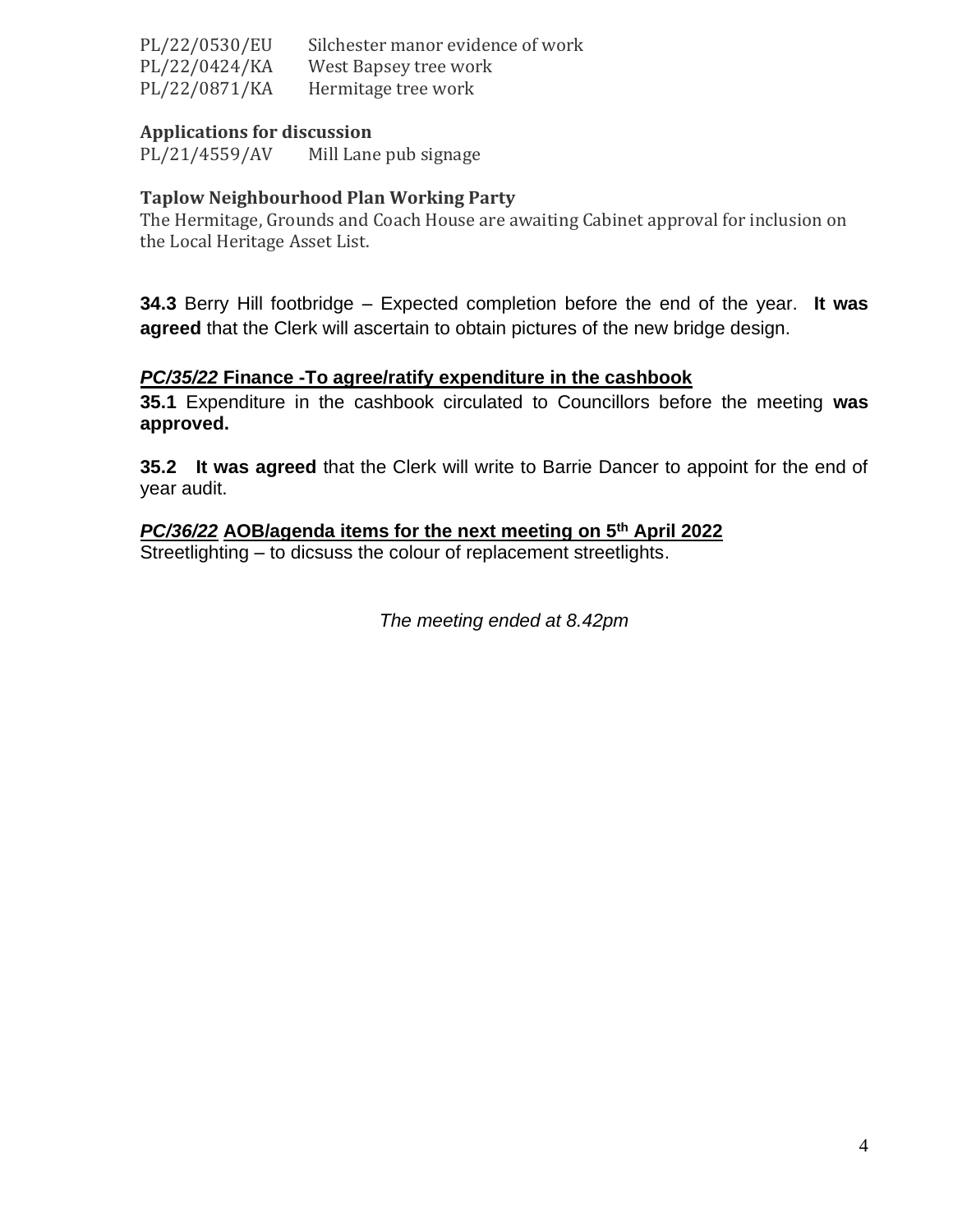PL/22/0530/EU  Silchester manor evidence of work
PL/22/0424/KA  West Bapsey tree work
PL/22/0871/KA  Hermitage tree work

**Applications for discussion**

PL/21/4559/AV  Mill Lane pub signage

**Taplow Neighbourhood Plan Working Party**

The Hermitage, Grounds and Coach House are awaiting Cabinet approval for inclusion on the Local Heritage Asset List.

**34.3** Berry Hill footbridge – Expected completion before the end of the year. **It was agreed** that the Clerk will ascertain to obtain pictures of the new bridge design.

## ***PC/35/22*** **Finance -To agree/ratify expenditure in the cashbook**

**35.1** Expenditure in the cashbook circulated to Councillors before the meeting **was approved.**

**35.2 It was agreed** that the Clerk will write to Barrie Dancer to appoint for the end of year audit.

## ***PC/36/22*** **AOB/agenda items for the next meeting on 5th April 2022**

Streetlighting – to dicsuss the colour of replacement streetlights.

*The meeting ended at 8.42pm*